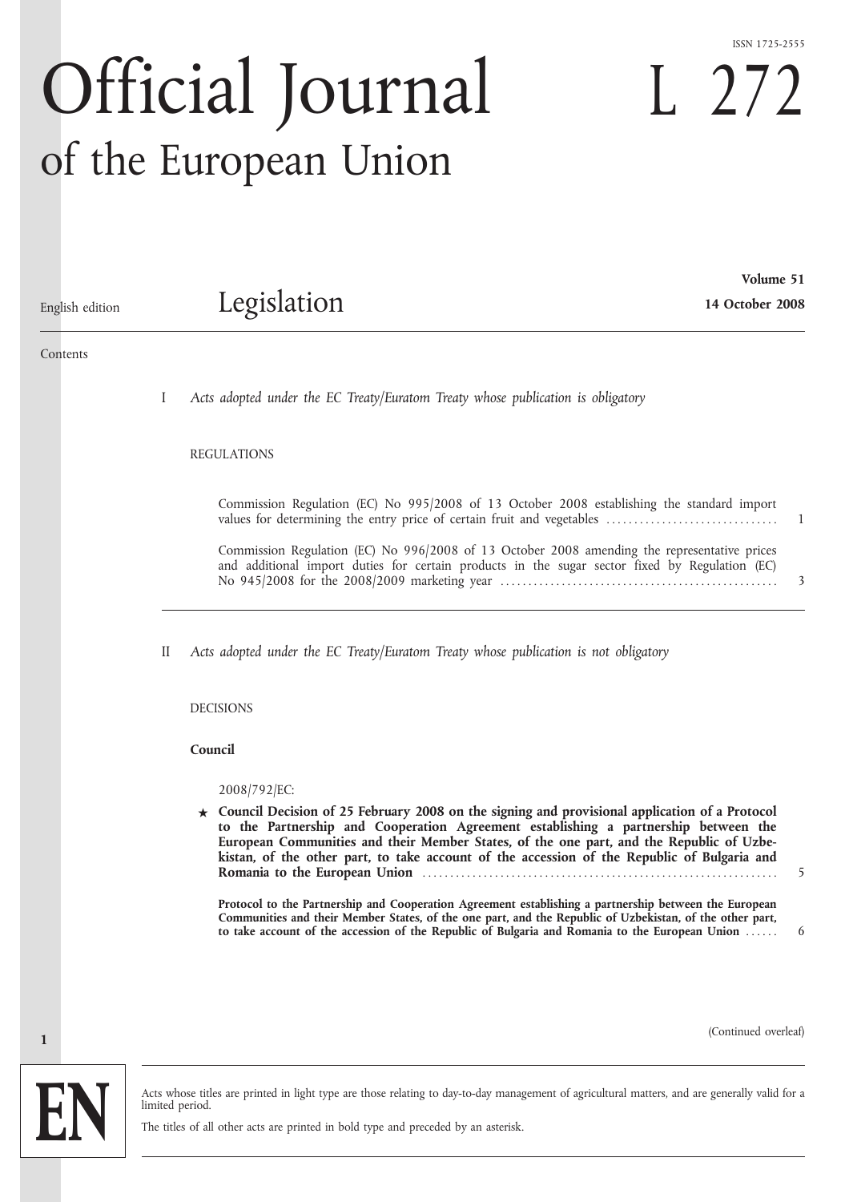ISSN 1725-2555

# Official Journal of the European Union

# L 272

English edition

## Legislation

**Volume 51**
**14 October 2008**

Contents

I *Acts adopted under the EC Treaty/Euratom Treaty whose publication is obligatory*

REGULATIONS

Commission Regulation (EC) No 995/2008 of 13 October 2008 establishing the standard import values for determining the entry price of certain fruit and vegetables ..... 1

Commission Regulation (EC) No 996/2008 of 13 October 2008 amending the representative prices and additional import duties for certain products in the sugar sector fixed by Regulation (EC) No 945/2008 for the 2008/2009 marketing year ..... 3

II *Acts adopted under the EC Treaty/Euratom Treaty whose publication is not obligatory*

DECISIONS

**Council**

2008/792/EC:

★ **Council Decision of 25 February 2008 on the signing and provisional application of a Protocol to the Partnership and Cooperation Agreement establishing a partnership between the European Communities and their Member States, of the one part, and the Republic of Uzbekistan, of the other part, to take account of the accession of the Republic of Bulgaria and Romania to the European Union** ..... 5

**Protocol to the Partnership and Cooperation Agreement establishing a partnership between the European Communities and their Member States, of the one part, and the Republic of Uzbekistan, of the other part, to take account of the accession of the Republic of Bulgaria and Romania to the European Union** ..... 6

(Continued overleaf)

EN

Acts whose titles are printed in light type are those relating to day-to-day management of agricultural matters, and are generally valid for a limited period.

The titles of all other acts are printed in bold type and preceded by an asterisk.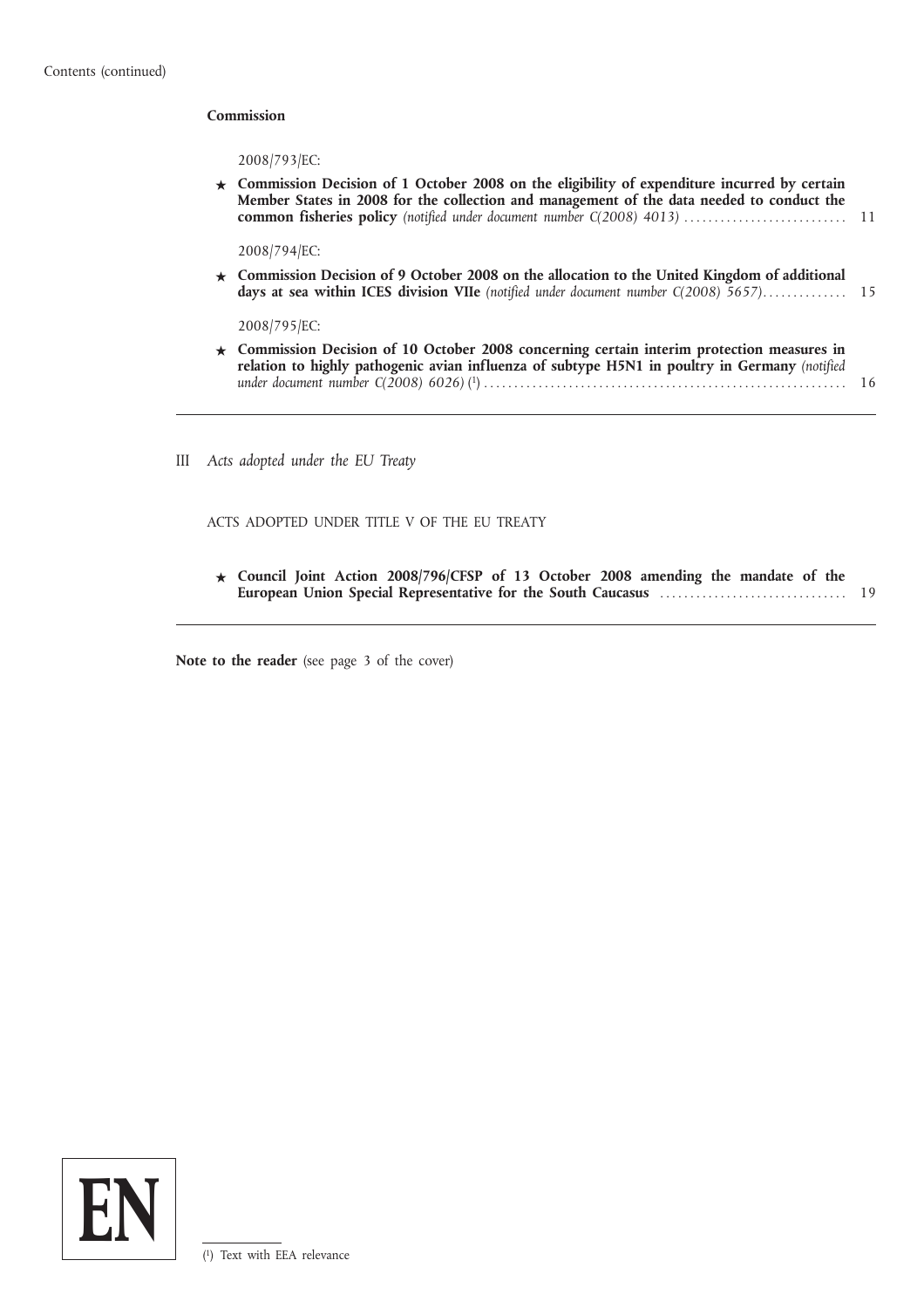Contents (continued)

**Commission**

2008/793/EC:

★ **Commission Decision of 1 October 2008 on the eligibility of expenditure incurred by certain Member States in 2008 for the collection and management of the data needed to conduct the common fisheries policy** *(notified under document number C(2008) 4013)* ........................... 11

2008/794/EC:

★ **Commission Decision of 9 October 2008 on the allocation to the United Kingdom of additional days at sea within ICES division VIIe** *(notified under document number C(2008) 5657)*............. 15

2008/795/EC:

★ **Commission Decision of 10 October 2008 concerning certain interim protection measures in relation to highly pathogenic avian influenza of subtype H5N1 in poultry in Germany** *(notified under document number C(2008) 6026)* [1] ........................................................... 16

---

III *Acts adopted under the EU Treaty*

ACTS ADOPTED UNDER TITLE V OF THE EU TREATY

★ **Council Joint Action 2008/796/CFSP of 13 October 2008 amending the mandate of the European Union Special Representative for the South Caucasus** ............................... 19

---

**Note to the reader** (see page 3 of the cover)

EN

[1] Text with EEA relevance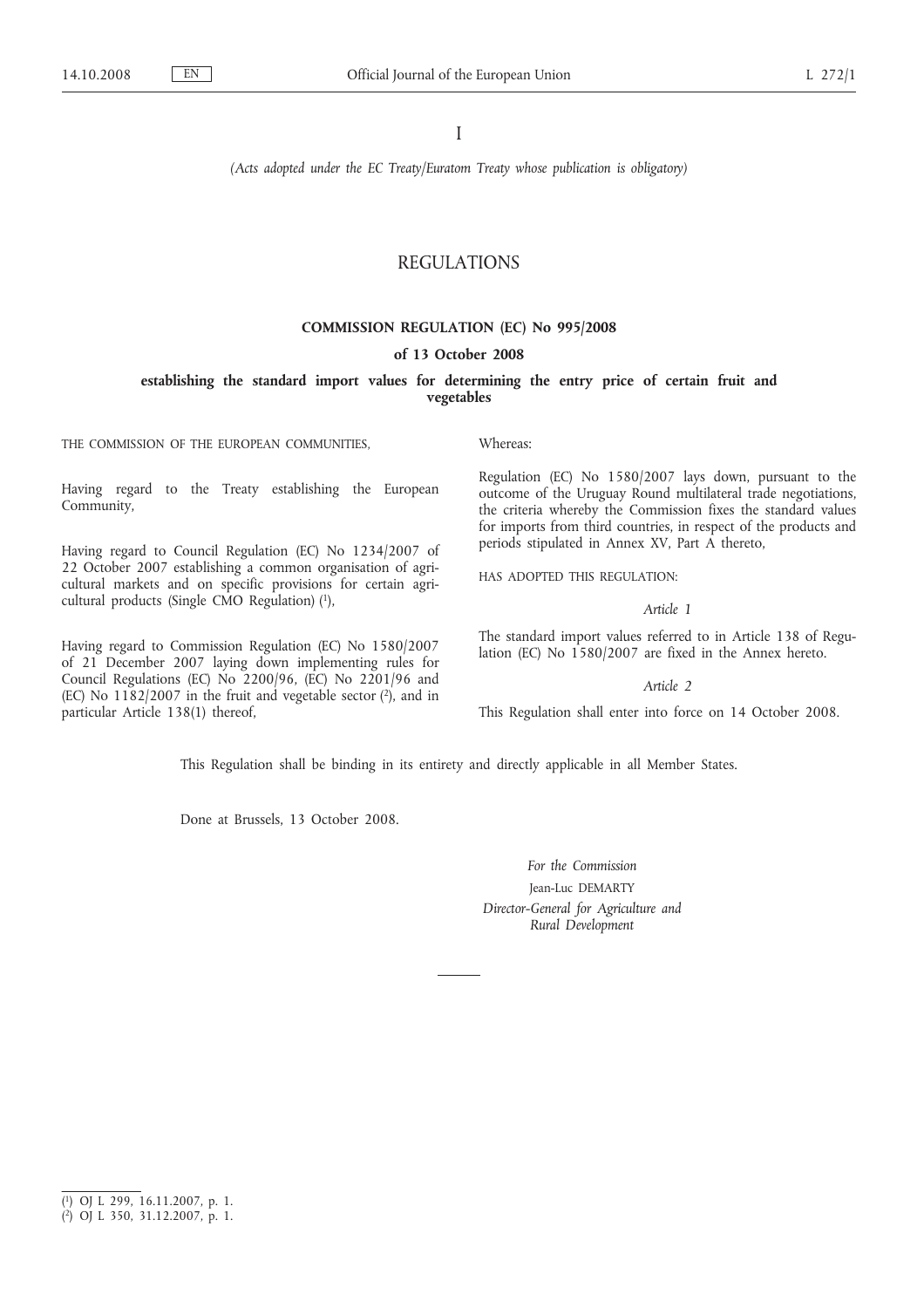I

*(Acts adopted under the EC Treaty/Euratom Treaty whose publication is obligatory)*

# REGULATIONS

## COMMISSION REGULATION (EC) No 995/2008

### of 13 October 2008

### establishing the standard import values for determining the entry price of certain fruit and vegetables

THE COMMISSION OF THE EUROPEAN COMMUNITIES,

Having regard to the Treaty establishing the European Community,

Having regard to Council Regulation (EC) No 1234/2007 of 22 October 2007 establishing a common organisation of agricultural markets and on specific provisions for certain agricultural products (Single CMO Regulation) [1],

Having regard to Commission Regulation (EC) No 1580/2007 of 21 December 2007 laying down implementing rules for Council Regulations (EC) No 2200/96, (EC) No 2201/96 and (EC) No 1182/2007 in the fruit and vegetable sector [2], and in particular Article 138(1) thereof,

Whereas:

Regulation (EC) No 1580/2007 lays down, pursuant to the outcome of the Uruguay Round multilateral trade negotiations, the criteria whereby the Commission fixes the standard values for imports from third countries, in respect of the products and periods stipulated in Annex XV, Part A thereto,

HAS ADOPTED THIS REGULATION:

*Article 1*

The standard import values referred to in Article 138 of Regulation (EC) No 1580/2007 are fixed in the Annex hereto.

*Article 2*

This Regulation shall enter into force on 14 October 2008.

This Regulation shall be binding in its entirety and directly applicable in all Member States.

Done at Brussels, 13 October 2008.

*For the Commission*

Jean-Luc DEMARTY

*Director-General for Agriculture and Rural Development*

---

[1] OJ L 299, 16.11.2007, p. 1.

[2] OJ L 350, 31.12.2007, p. 1.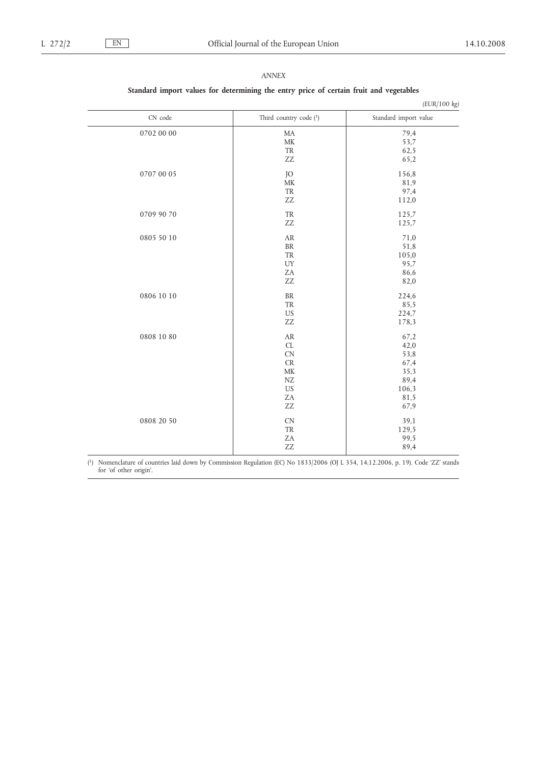*ANNEX*

**Standard import values for determining the entry price of certain fruit and vegetables**

*(EUR/100 kg)*

| CN code | Third country code [1] | Standard import value |
|---|---|---|
| 0702 00 00 | MA | 79,4 |
| | MK | 53,7 |
| | TR | 62,5 |
| | ZZ | 65,2 |
| 0707 00 05 | JO | 156,8 |
| | MK | 81,9 |
| | TR | 97,4 |
| | ZZ | 112,0 |
| 0709 90 70 | TR | 125,7 |
| | ZZ | 125,7 |
| 0805 50 10 | AR | 71,0 |
| | BR | 51,8 |
| | TR | 105,0 |
| | UY | 95,7 |
| | ZA | 86,6 |
| | ZZ | 82,0 |
| 0806 10 10 | BR | 224,6 |
| | TR | 85,5 |
| | US | 224,7 |
| | ZZ | 178,3 |
| 0808 10 80 | AR | 67,2 |
| | CL | 42,0 |
| | CN | 53,8 |
| | CR | 67,4 |
| | MK | 35,3 |
| | NZ | 89,4 |
| | US | 106,3 |
| | ZA | 81,5 |
| | ZZ | 67,9 |
| 0808 20 50 | CN | 39,1 |
| | TR | 129,5 |
| | ZA | 99,5 |
| | ZZ | 89,4 |

[1] Nomenclature of countries laid down by Commission Regulation (EC) No 1833/2006 (OJ L 354, 14.12.2006, p. 19). Code 'ZZ' stands for 'of other origin'.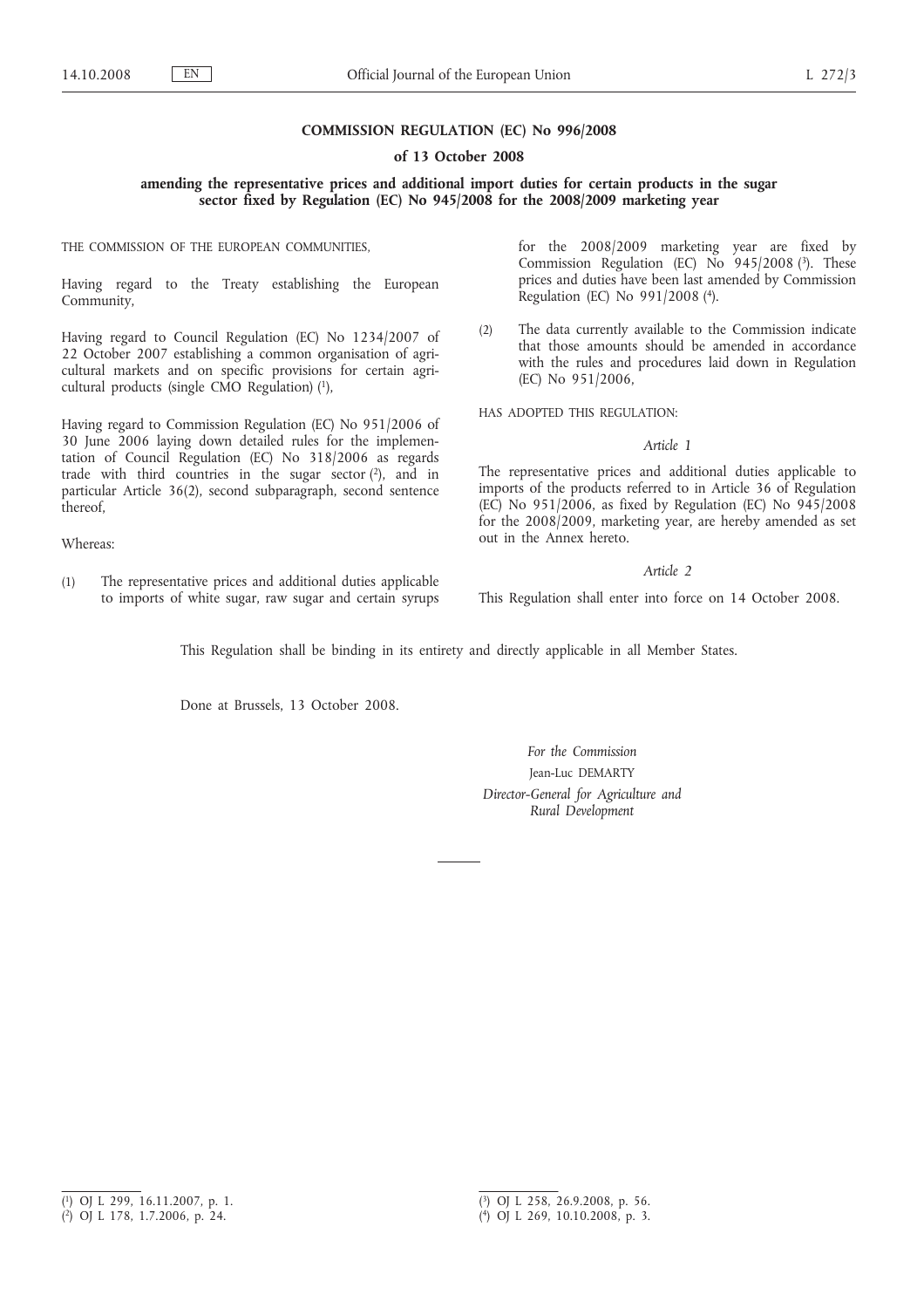**COMMISSION REGULATION (EC) No 996/2008**

**of 13 October 2008**

**amending the representative prices and additional import duties for certain products in the sugar sector fixed by Regulation (EC) No 945/2008 for the 2008/2009 marketing year**

THE COMMISSION OF THE EUROPEAN COMMUNITIES,

Having regard to the Treaty establishing the European Community,

Having regard to Council Regulation (EC) No 1234/2007 of 22 October 2007 establishing a common organisation of agricultural markets and on specific provisions for certain agricultural products (single CMO Regulation) [1],

Having regard to Commission Regulation (EC) No 951/2006 of 30 June 2006 laying down detailed rules for the implementation of Council Regulation (EC) No 318/2006 as regards trade with third countries in the sugar sector [2], and in particular Article 36(2), second subparagraph, second sentence thereof,

Whereas:

(1) The representative prices and additional duties applicable to imports of white sugar, raw sugar and certain syrups for the 2008/2009 marketing year are fixed by Commission Regulation (EC) No 945/2008 [3]. These prices and duties have been last amended by Commission Regulation (EC) No 991/2008 [4].

(2) The data currently available to the Commission indicate that those amounts should be amended in accordance with the rules and procedures laid down in Regulation (EC) No 951/2006,

HAS ADOPTED THIS REGULATION:

*Article 1*

The representative prices and additional duties applicable to imports of the products referred to in Article 36 of Regulation (EC) No 951/2006, as fixed by Regulation (EC) No 945/2008 for the 2008/2009, marketing year, are hereby amended as set out in the Annex hereto.

*Article 2*

This Regulation shall enter into force on 14 October 2008.

This Regulation shall be binding in its entirety and directly applicable in all Member States.

Done at Brussels, 13 October 2008.

*For the Commission*

Jean-Luc DEMARTY

*Director-General for Agriculture and Rural Development*

---

[1] OJ L 299, 16.11.2007, p. 1.

[2] OJ L 178, 1.7.2006, p. 24.

[3] OJ L 258, 26.9.2008, p. 56.

[4] OJ L 269, 10.10.2008, p. 3.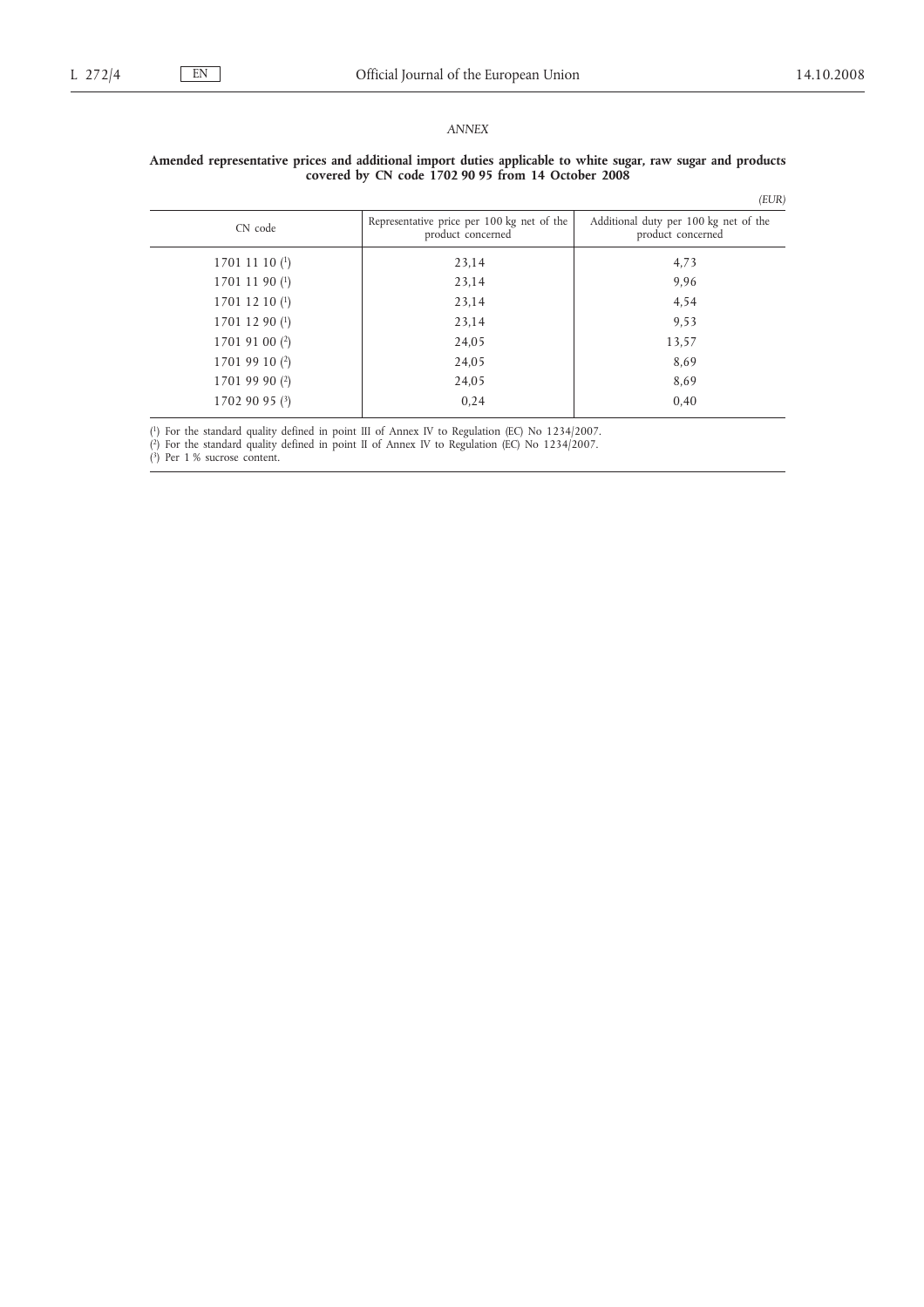*ANNEX*

**Amended representative prices and additional import duties applicable to white sugar, raw sugar and products covered by CN code 1702 90 95 from 14 October 2008**

*(EUR)*

| CN code | Representative price per 100 kg net of the product concerned | Additional duty per 100 kg net of the product concerned |
|---|---|---|
| 1701 11 10 (1) | 23,14 | 4,73 |
| 1701 11 90 (1) | 23,14 | 9,96 |
| 1701 12 10 (1) | 23,14 | 4,54 |
| 1701 12 90 (1) | 23,14 | 9,53 |
| 1701 91 00 (2) | 24,05 | 13,57 |
| 1701 99 10 (2) | 24,05 | 8,69 |
| 1701 99 90 (2) | 24,05 | 8,69 |
| 1702 90 95 (3) | 0,24 | 0,40 |

(1) For the standard quality defined in point III of Annex IV to Regulation (EC) No 1234/2007.

(2) For the standard quality defined in point II of Annex IV to Regulation (EC) No 1234/2007.

(3) Per 1 % sucrose content.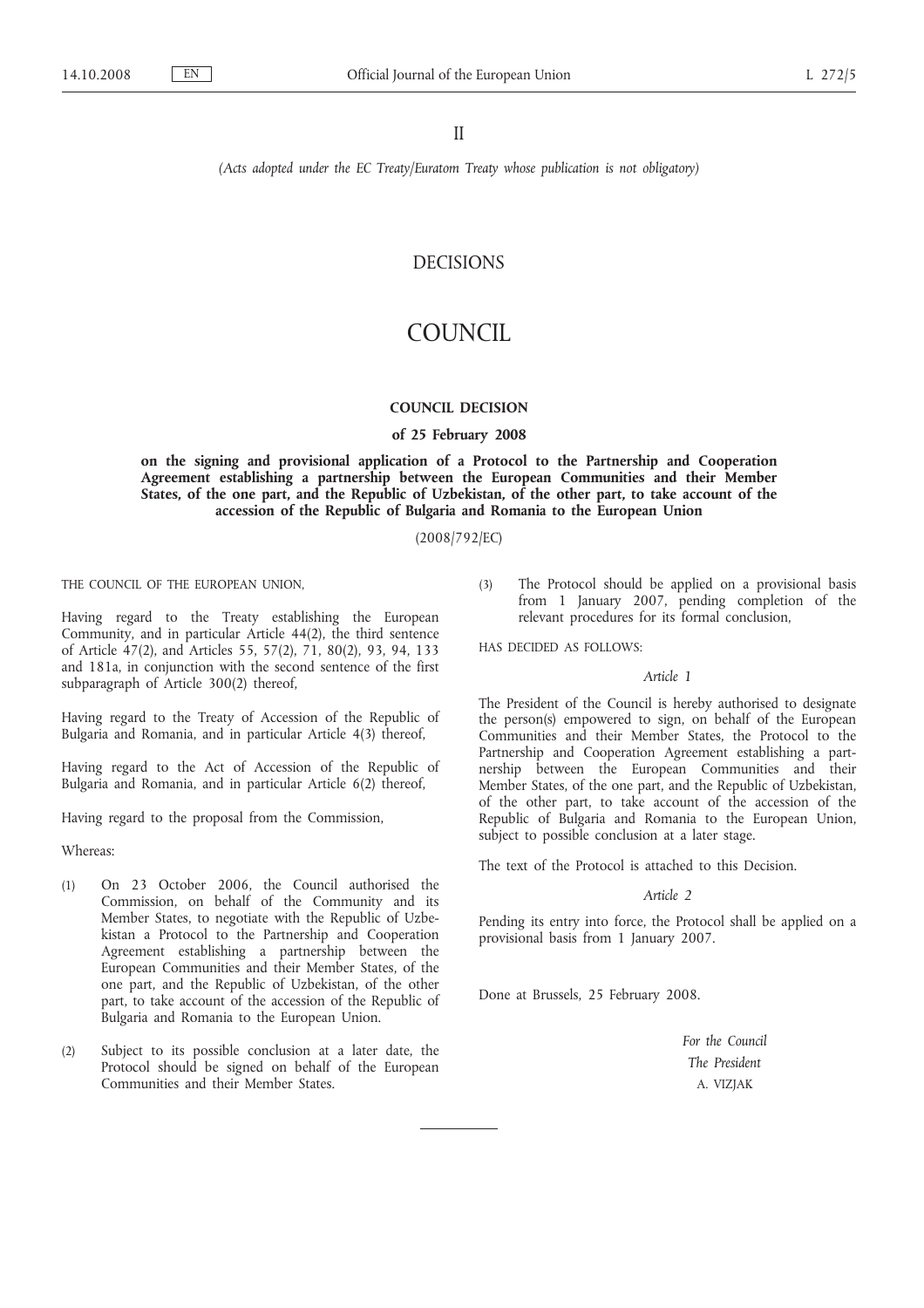II

*(Acts adopted under the EC Treaty/Euratom Treaty whose publication is not obligatory)*

# DECISIONS

# COUNCIL

## COUNCIL DECISION

### of 25 February 2008

### on the signing and provisional application of a Protocol to the Partnership and Cooperation Agreement establishing a partnership between the European Communities and their Member States, of the one part, and the Republic of Uzbekistan, of the other part, to take account of the accession of the Republic of Bulgaria and Romania to the European Union

(2008/792/EC)

THE COUNCIL OF THE EUROPEAN UNION,

Having regard to the Treaty establishing the European Community, and in particular Article 44(2), the third sentence of Article 47(2), and Articles 55, 57(2), 71, 80(2), 93, 94, 133 and 181a, in conjunction with the second sentence of the first subparagraph of Article 300(2) thereof,

Having regard to the Treaty of Accession of the Republic of Bulgaria and Romania, and in particular Article 4(3) thereof,

Having regard to the Act of Accession of the Republic of Bulgaria and Romania, and in particular Article 6(2) thereof,

Having regard to the proposal from the Commission,

Whereas:

(1) On 23 October 2006, the Council authorised the Commission, on behalf of the Community and its Member States, to negotiate with the Republic of Uzbekistan a Protocol to the Partnership and Cooperation Agreement establishing a partnership between the European Communities and their Member States, of the one part, and the Republic of Uzbekistan, of the other part, to take account of the accession of the Republic of Bulgaria and Romania to the European Union.

(2) Subject to its possible conclusion at a later date, the Protocol should be signed on behalf of the European Communities and their Member States.

(3) The Protocol should be applied on a provisional basis from 1 January 2007, pending completion of the relevant procedures for its formal conclusion,

HAS DECIDED AS FOLLOWS:

*Article 1*

The President of the Council is hereby authorised to designate the person(s) empowered to sign, on behalf of the European Communities and their Member States, the Protocol to the Partnership and Cooperation Agreement establishing a partnership between the European Communities and their Member States, of the one part, and the Republic of Uzbekistan, of the other part, to take account of the accession of the Republic of Bulgaria and Romania to the European Union, subject to possible conclusion at a later stage.

The text of the Protocol is attached to this Decision.

*Article 2*

Pending its entry into force, the Protocol shall be applied on a provisional basis from 1 January 2007.

Done at Brussels, 25 February 2008.

*For the Council*

*The President*

A. VIZJAK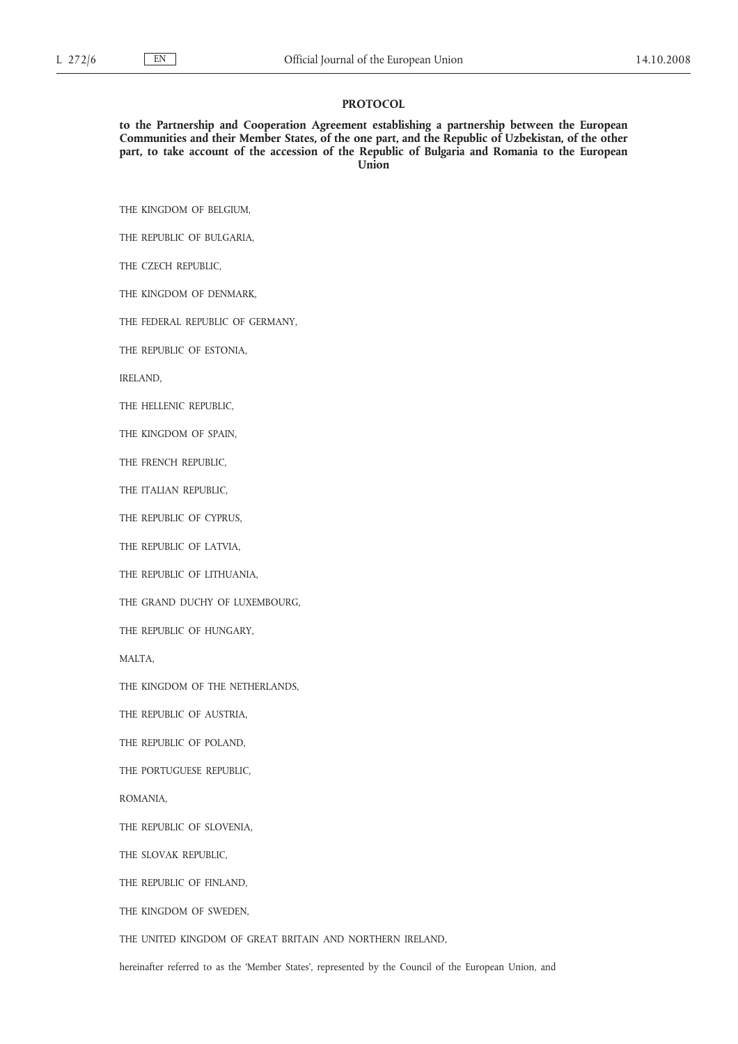# PROTOCOL

**to the Partnership and Cooperation Agreement establishing a partnership between the European Communities and their Member States, of the one part, and the Republic of Uzbekistan, of the other part, to take account of the accession of the Republic of Bulgaria and Romania to the European Union**

THE KINGDOM OF BELGIUM,

THE REPUBLIC OF BULGARIA,

THE CZECH REPUBLIC,

THE KINGDOM OF DENMARK,

THE FEDERAL REPUBLIC OF GERMANY,

THE REPUBLIC OF ESTONIA,

IRELAND,

THE HELLENIC REPUBLIC,

THE KINGDOM OF SPAIN,

THE FRENCH REPUBLIC,

THE ITALIAN REPUBLIC,

THE REPUBLIC OF CYPRUS,

THE REPUBLIC OF LATVIA,

THE REPUBLIC OF LITHUANIA,

THE GRAND DUCHY OF LUXEMBOURG,

THE REPUBLIC OF HUNGARY,

MALTA,

THE KINGDOM OF THE NETHERLANDS,

THE REPUBLIC OF AUSTRIA,

THE REPUBLIC OF POLAND,

THE PORTUGUESE REPUBLIC,

ROMANIA,

THE REPUBLIC OF SLOVENIA,

THE SLOVAK REPUBLIC,

THE REPUBLIC OF FINLAND,

THE KINGDOM OF SWEDEN,

THE UNITED KINGDOM OF GREAT BRITAIN AND NORTHERN IRELAND,

hereinafter referred to as the 'Member States', represented by the Council of the European Union, and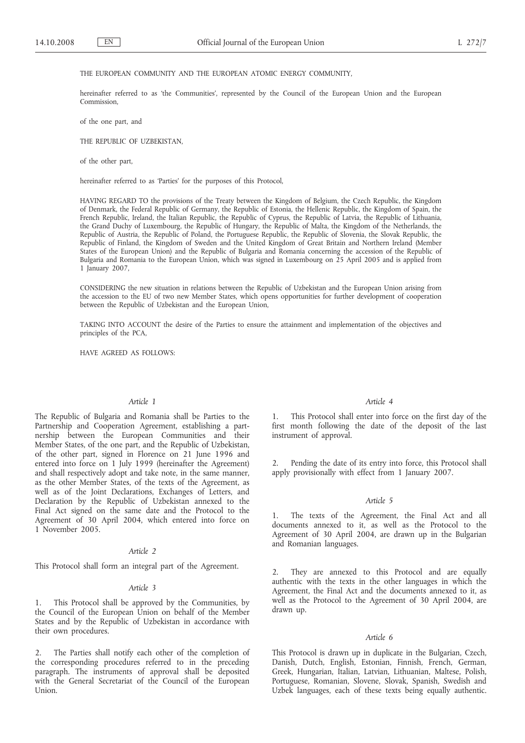THE EUROPEAN COMMUNITY AND THE EUROPEAN ATOMIC ENERGY COMMUNITY,

hereinafter referred to as 'the Communities', represented by the Council of the European Union and the European Commission,

of the one part, and

THE REPUBLIC OF UZBEKISTAN,

of the other part,

hereinafter referred to as 'Parties' for the purposes of this Protocol,

HAVING REGARD TO the provisions of the Treaty between the Kingdom of Belgium, the Czech Republic, the Kingdom of Denmark, the Federal Republic of Germany, the Republic of Estonia, the Hellenic Republic, the Kingdom of Spain, the French Republic, Ireland, the Italian Republic, the Republic of Cyprus, the Republic of Latvia, the Republic of Lithuania, the Grand Duchy of Luxembourg, the Republic of Hungary, the Republic of Malta, the Kingdom of the Netherlands, the Republic of Austria, the Republic of Poland, the Portuguese Republic, the Republic of Slovenia, the Slovak Republic, the Republic of Finland, the Kingdom of Sweden and the United Kingdom of Great Britain and Northern Ireland (Member States of the European Union) and the Republic of Bulgaria and Romania concerning the accession of the Republic of Bulgaria and Romania to the European Union, which was signed in Luxembourg on 25 April 2005 and is applied from 1 January 2007,

CONSIDERING the new situation in relations between the Republic of Uzbekistan and the European Union arising from the accession to the EU of two new Member States, which opens opportunities for further development of cooperation between the Republic of Uzbekistan and the European Union,

TAKING INTO ACCOUNT the desire of the Parties to ensure the attainment and implementation of the objectives and principles of the PCA,

HAVE AGREED AS FOLLOWS:

*Article 1*

The Republic of Bulgaria and Romania shall be Parties to the Partnership and Cooperation Agreement, establishing a partnership between the European Communities and their Member States, of the one part, and the Republic of Uzbekistan, of the other part, signed in Florence on 21 June 1996 and entered into force on 1 July 1999 (hereinafter the Agreement) and shall respectively adopt and take note, in the same manner, as the other Member States, of the texts of the Agreement, as well as of the Joint Declarations, Exchanges of Letters, and Declaration by the Republic of Uzbekistan annexed to the Final Act signed on the same date and the Protocol to the Agreement of 30 April 2004, which entered into force on 1 November 2005.

*Article 2*

This Protocol shall form an integral part of the Agreement.

*Article 3*

1. This Protocol shall be approved by the Communities, by the Council of the European Union on behalf of the Member States and by the Republic of Uzbekistan in accordance with their own procedures.

2. The Parties shall notify each other of the completion of the corresponding procedures referred to in the preceding paragraph. The instruments of approval shall be deposited with the General Secretariat of the Council of the European Union.

*Article 4*

1. This Protocol shall enter into force on the first day of the first month following the date of the deposit of the last instrument of approval.

2. Pending the date of its entry into force, this Protocol shall apply provisionally with effect from 1 January 2007.

*Article 5*

1. The texts of the Agreement, the Final Act and all documents annexed to it, as well as the Protocol to the Agreement of 30 April 2004, are drawn up in the Bulgarian and Romanian languages.

2. They are annexed to this Protocol and are equally authentic with the texts in the other languages in which the Agreement, the Final Act and the documents annexed to it, as well as the Protocol to the Agreement of 30 April 2004, are drawn up.

*Article 6*

This Protocol is drawn up in duplicate in the Bulgarian, Czech, Danish, Dutch, English, Estonian, Finnish, French, German, Greek, Hungarian, Italian, Latvian, Lithuanian, Maltese, Polish, Portuguese, Romanian, Slovene, Slovak, Spanish, Swedish and Uzbek languages, each of these texts being equally authentic.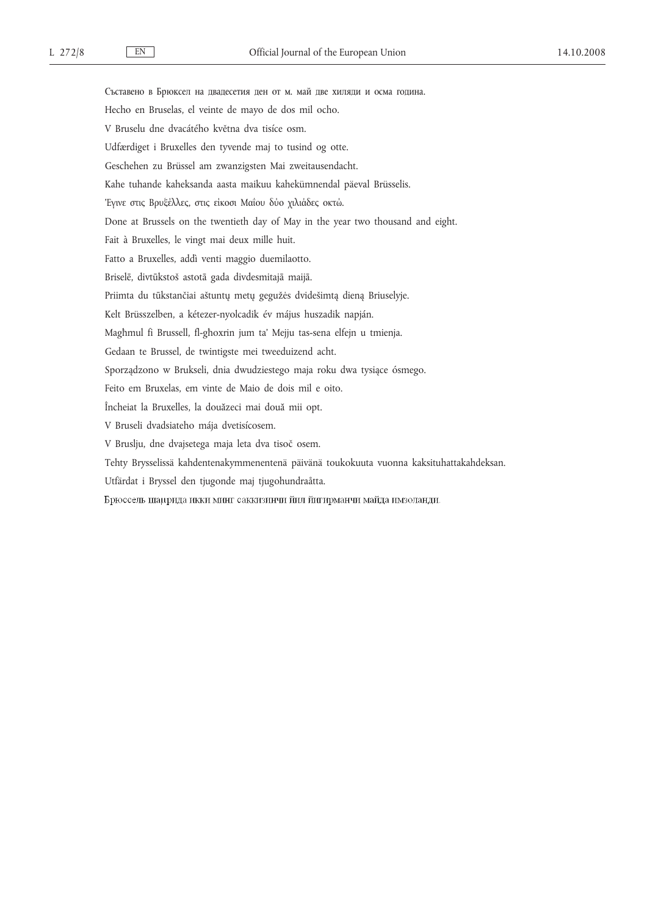Съставено в Брюксел на двадесетия ден от м. май две хиляди и осма година.

Hecho en Bruselas, el veinte de mayo de dos mil ocho.

V Bruselu dne dvacátého května dva tisíce osm.

Udfærdiget i Bruxelles den tyvende maj to tusind og otte.

Geschehen zu Brüssel am zwanzigsten Mai zweitausendacht.

Kahe tuhande kaheksanda aasta maikuu kahekümnendal päeval Brüsselis.

Έγινε στις Βρυξέλλες, στις είκοσι Μαΐου δύο χιλιάδες οκτώ.

Done at Brussels on the twentieth day of May in the year two thousand and eight.

Fait à Bruxelles, le vingt mai deux mille huit.

Fatto a Bruxelles, addì venti maggio duemilaotto.

Briselē, divtūkstoš astotā gada divdesmitajā maijā.

Priimta du tūkstančiai aštuntų metų gegužės dvidešimtą dieną Briuselyje.

Kelt Brüsszelben, a kétezer-nyolcadik év május huszadik napján.

Magħmul fi Brussell, fl-għoxrin jum ta' Mejju tas-sena elfejn u tmienja.

Gedaan te Brussel, de twintigste mei tweeduizend acht.

Sporządzono w Brukseli, dnia dwudziestego maja roku dwa tysiące ósmego.

Feito em Bruxelas, em vinte de Maio de dois mil e oito.

Încheiat la Bruxelles, la douăzeci mai două mii opt.

V Bruseli dvadsiateho mája dvetisícosem.

V Bruslju, dne dvajsetega maja leta dva tisoč osem.

Tehty Brysselissä kahdentenakymmenentenä päivänä toukokuuta vuonna kaksituhattakahdeksan.

Utfärdat i Bryssel den tjugonde maj tjugohundraåtta.

Брюссель шаҳрида икки минг саккизинчи йил йигирманчи майда имзоланди.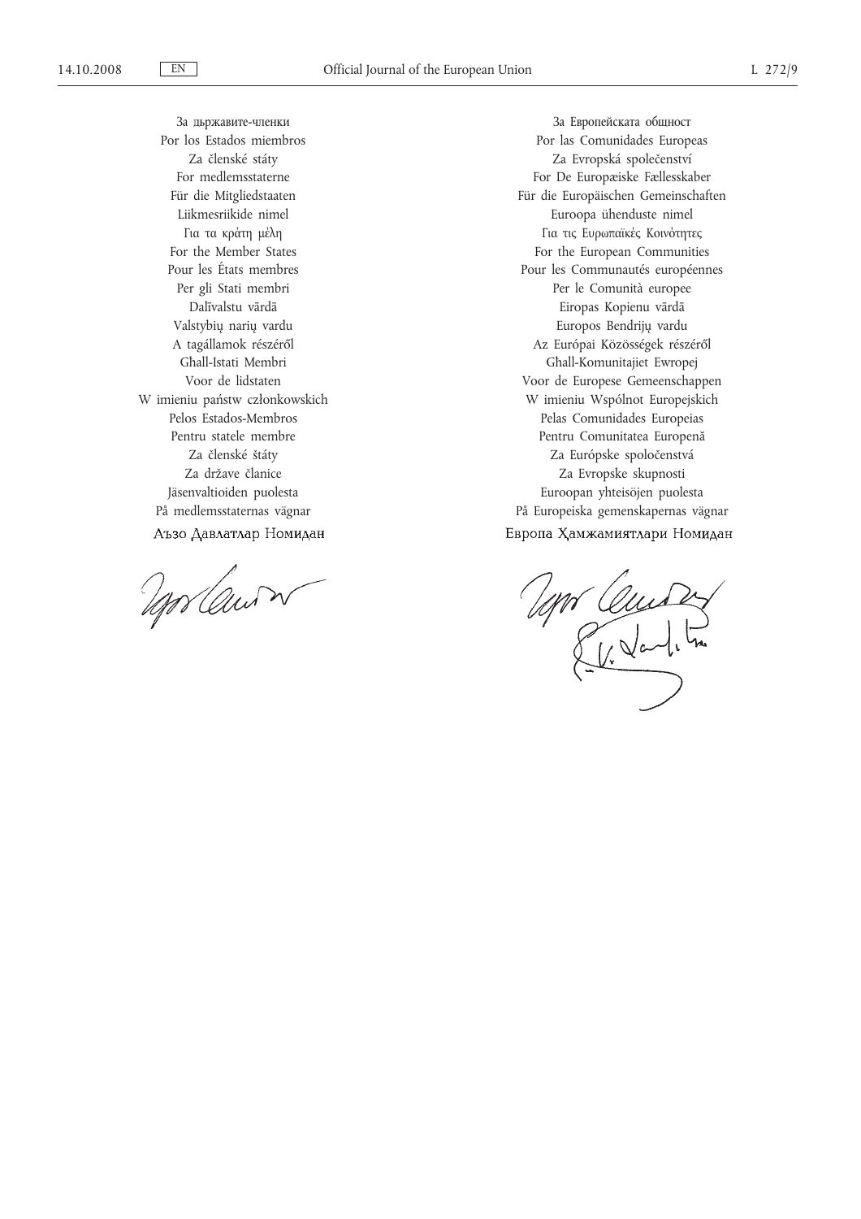За държавите-членки
Por los Estados miembros
Za členské státy
For medlemsstaterne
Für die Mitgliedstaaten
Liikmesriikide nimel
Για τα κράτη μέλη
For the Member States
Pour les États membres
Per gli Stati membri
Dalībvalstu vārdā
Valstybių narių vardu
A tagállamok részéről
Għall-Istati Membri
Voor de lidstaten
W imieniu państw członkowskich
Pelos Estados-Membros
Pentru statele membre
Za členské štáty
Za države članice
Jäsenvaltioiden puolesta
På medlemsstaternas vägnar
Аъзо Давлатлар Номидан

За Европейската общност
Por las Comunidades Europeas
Za Evropská společenství
For De Europæiske Fællesskaber
Für die Europäischen Gemeinschaften
Euroopa ühenduste nimel
Για τις Ευρωπαϊκές Κοινότητες
For the European Communities
Pour les Communautés européennes
Per le Comunità europee
Eiropas Kopienu vārdā
Europos Bendrijų vardu
Az Európai Közösségek részéről
Għall-Komunitajiet Ewropej
Voor de Europese Gemeenschappen
W imieniu Wspólnot Europejskich
Pelas Comunidades Europeias
Pentru Comunitatea Europeană
Za Európske spoločenstvá
Za Evropske skupnosti
Euroopan yhteisöjen puolesta
På Europeiska gemenskapernas vägnar
Европа Ҳамжамиятлари Номидан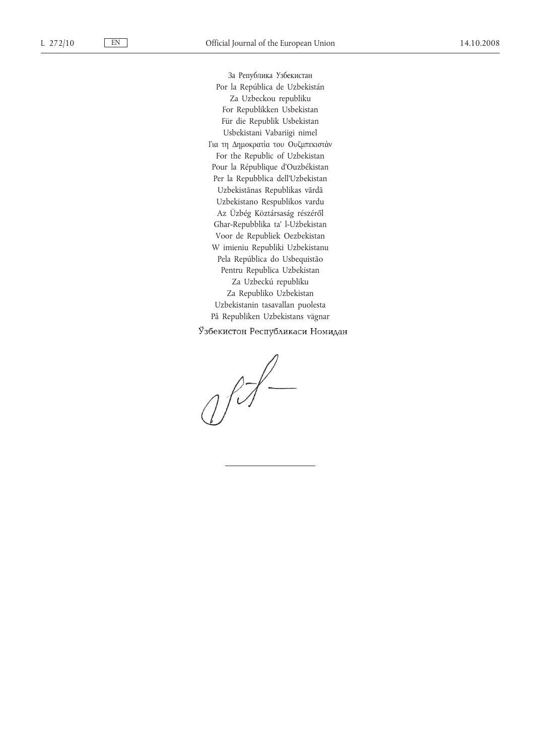За Република Узбекистан
Por la República de Uzbekistán
Za Uzbeckou republiku
For Republikken Usbekistan
Für die Republik Usbekistan
Usbekistani Vabariigi nimel
Για τη Δημοκρατία του Ουζμπεκιστάν
For the Republic of Uzbekistan
Pour la République d'Ouzbékistan
Per la Repubblica dell'Uzbekistan
Uzbekistānas Republikas vārdā
Uzbekistano Respublikos vardu
Az Üzbég Köztársaság részéről
Għar-Repubblika ta' l-Użbekistan
Voor de Republiek Oezbekistan
W imieniu Republiki Uzbekistanu
Pela República do Usbequistão
Pentru Republica Uzbekistan
Za Uzbeckú republiku
Za Republiko Uzbekistan
Uzbekistanin tasavallan puolesta
På Republiken Uzbekistans vägnar
Ўзбекистон Республикаси Номидан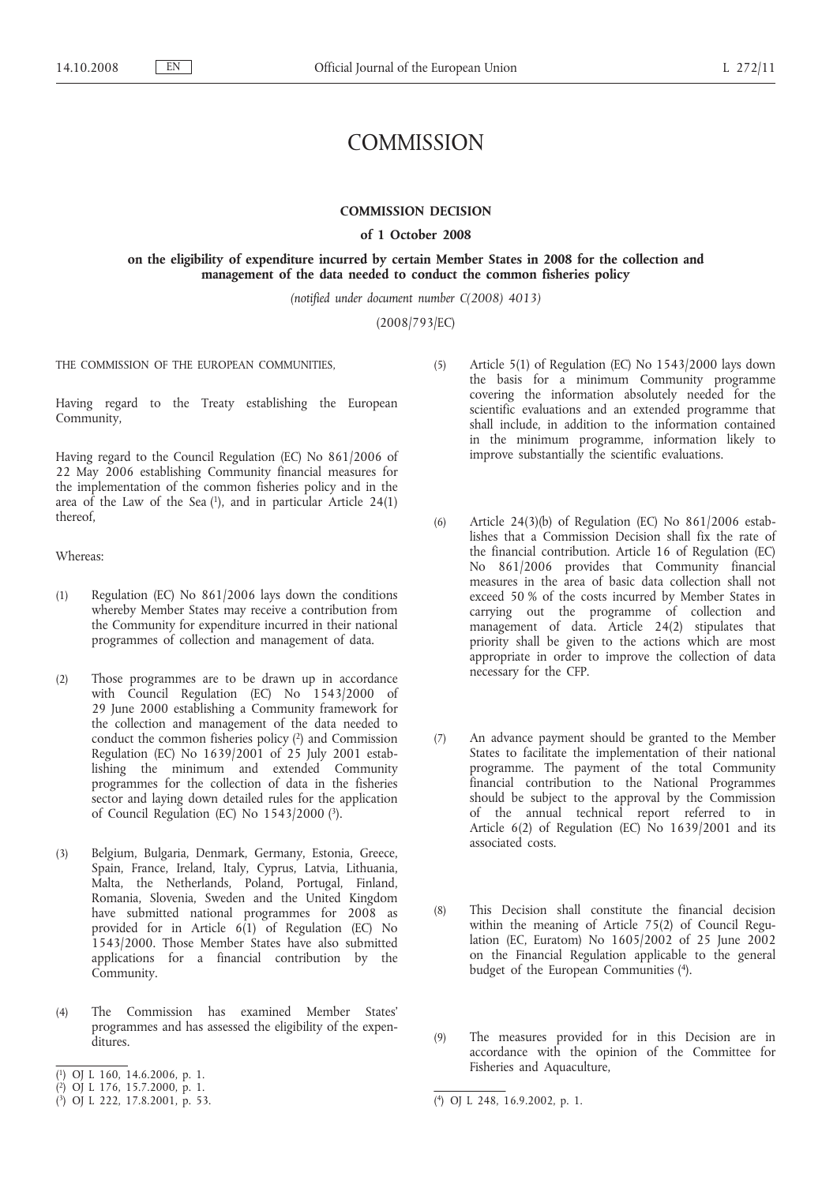# COMMISSION

## COMMISSION DECISION

### of 1 October 2008

### on the eligibility of expenditure incurred by certain Member States in 2008 for the collection and management of the data needed to conduct the common fisheries policy

*(notified under document number C(2008) 4013)*

(2008/793/EC)

THE COMMISSION OF THE EUROPEAN COMMUNITIES,

Having regard to the Treaty establishing the European Community,

Having regard to the Council Regulation (EC) No 861/2006 of 22 May 2006 establishing Community financial measures for the implementation of the common fisheries policy and in the area of the Law of the Sea [1], and in particular Article 24(1) thereof,

Whereas:

(1) Regulation (EC) No 861/2006 lays down the conditions whereby Member States may receive a contribution from the Community for expenditure incurred in their national programmes of collection and management of data.

(2) Those programmes are to be drawn up in accordance with Council Regulation (EC) No 1543/2000 of 29 June 2000 establishing a Community framework for the collection and management of the data needed to conduct the common fisheries policy [2] and Commission Regulation (EC) No 1639/2001 of 25 July 2001 establishing the minimum and extended Community programmes for the collection of data in the fisheries sector and laying down detailed rules for the application of Council Regulation (EC) No 1543/2000 [3].

(3) Belgium, Bulgaria, Denmark, Germany, Estonia, Greece, Spain, France, Ireland, Italy, Cyprus, Latvia, Lithuania, Malta, the Netherlands, Poland, Portugal, Finland, Romania, Slovenia, Sweden and the United Kingdom have submitted national programmes for 2008 as provided for in Article 6(1) of Regulation (EC) No 1543/2000. Those Member States have also submitted applications for a financial contribution by the Community.

(4) The Commission has examined Member States' programmes and has assessed the eligibility of the expenditures.

(5) Article 5(1) of Regulation (EC) No 1543/2000 lays down the basis for a minimum Community programme covering the information absolutely needed for the scientific evaluations and an extended programme that shall include, in addition to the information contained in the minimum programme, information likely to improve substantially the scientific evaluations.

(6) Article 24(3)(b) of Regulation (EC) No 861/2006 establishes that a Commission Decision shall fix the rate of the financial contribution. Article 16 of Regulation (EC) No 861/2006 provides that Community financial measures in the area of basic data collection shall not exceed 50 % of the costs incurred by Member States in carrying out the programme of collection and management of data. Article 24(2) stipulates that priority shall be given to the actions which are most appropriate in order to improve the collection of data necessary for the CFP.

(7) An advance payment should be granted to the Member States to facilitate the implementation of their national programme. The payment of the total Community financial contribution to the National Programmes should be subject to the approval by the Commission of the annual technical report referred to in Article 6(2) of Regulation (EC) No 1639/2001 and its associated costs.

(8) This Decision shall constitute the financial decision within the meaning of Article 75(2) of Council Regulation (EC, Euratom) No 1605/2002 of 25 June 2002 on the Financial Regulation applicable to the general budget of the European Communities [4].

(9) The measures provided for in this Decision are in accordance with the opinion of the Committee for Fisheries and Aquaculture,

---

[1] OJ L 160, 14.6.2006, p. 1.

[2] OJ L 176, 15.7.2000, p. 1.

[3] OJ L 222, 17.8.2001, p. 53.

[4] OJ L 248, 16.9.2002, p. 1.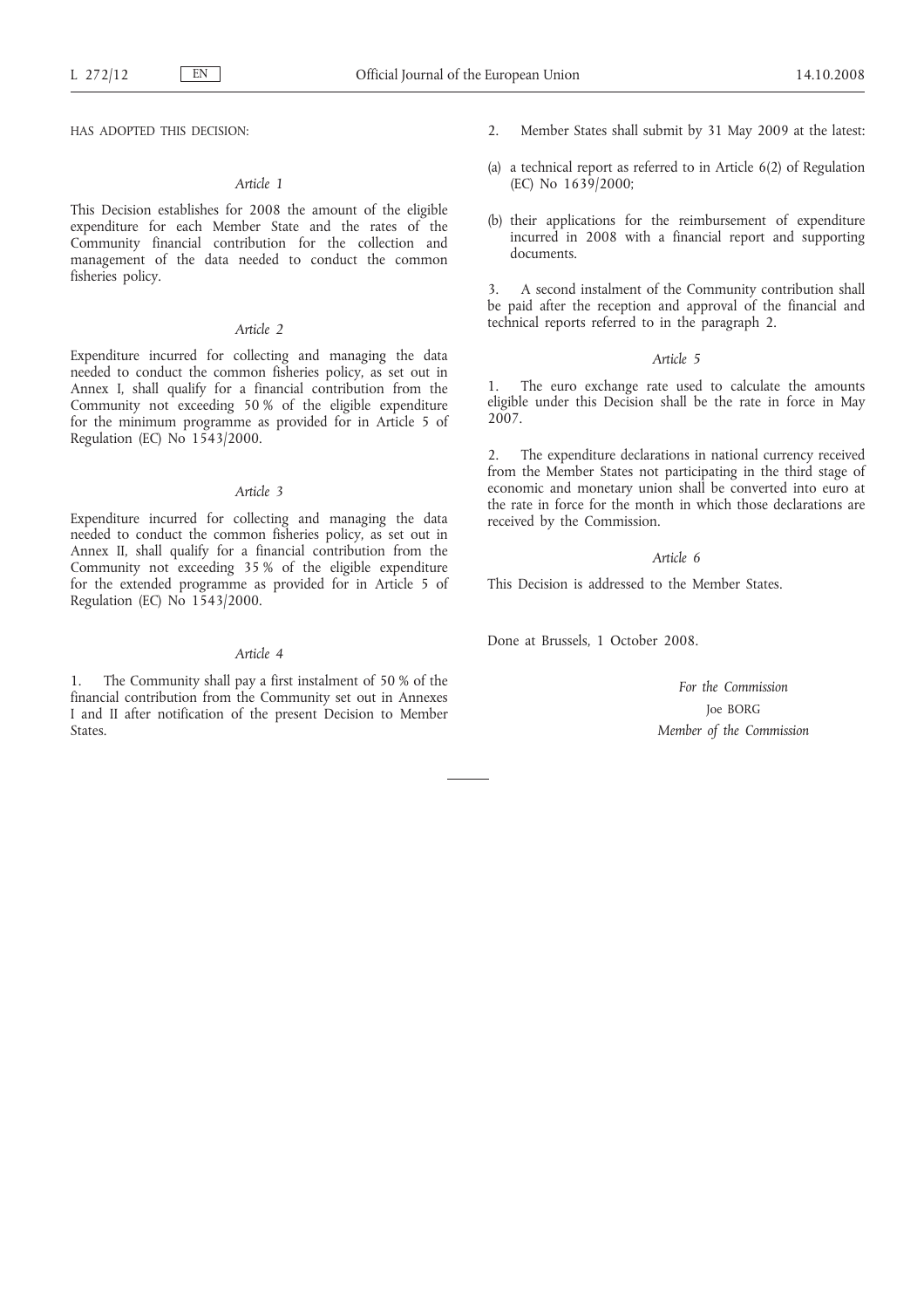HAS ADOPTED THIS DECISION:

*Article 1*

This Decision establishes for 2008 the amount of the eligible expenditure for each Member State and the rates of the Community financial contribution for the collection and management of the data needed to conduct the common fisheries policy.

*Article 2*

Expenditure incurred for collecting and managing the data needed to conduct the common fisheries policy, as set out in Annex I, shall qualify for a financial contribution from the Community not exceeding 50 % of the eligible expenditure for the minimum programme as provided for in Article 5 of Regulation (EC) No 1543/2000.

*Article 3*

Expenditure incurred for collecting and managing the data needed to conduct the common fisheries policy, as set out in Annex II, shall qualify for a financial contribution from the Community not exceeding 35 % of the eligible expenditure for the extended programme as provided for in Article 5 of Regulation (EC) No 1543/2000.

*Article 4*

1. The Community shall pay a first instalment of 50 % of the financial contribution from the Community set out in Annexes I and II after notification of the present Decision to Member States.

2. Member States shall submit by 31 May 2009 at the latest:

(a) a technical report as referred to in Article 6(2) of Regulation (EC) No 1639/2000;

(b) their applications for the reimbursement of expenditure incurred in 2008 with a financial report and supporting documents.

3. A second instalment of the Community contribution shall be paid after the reception and approval of the financial and technical reports referred to in the paragraph 2.

*Article 5*

1. The euro exchange rate used to calculate the amounts eligible under this Decision shall be the rate in force in May 2007.

2. The expenditure declarations in national currency received from the Member States not participating in the third stage of economic and monetary union shall be converted into euro at the rate in force for the month in which those declarations are received by the Commission.

*Article 6*

This Decision is addressed to the Member States.

Done at Brussels, 1 October 2008.

*For the Commission*

Joe BORG

*Member of the Commission*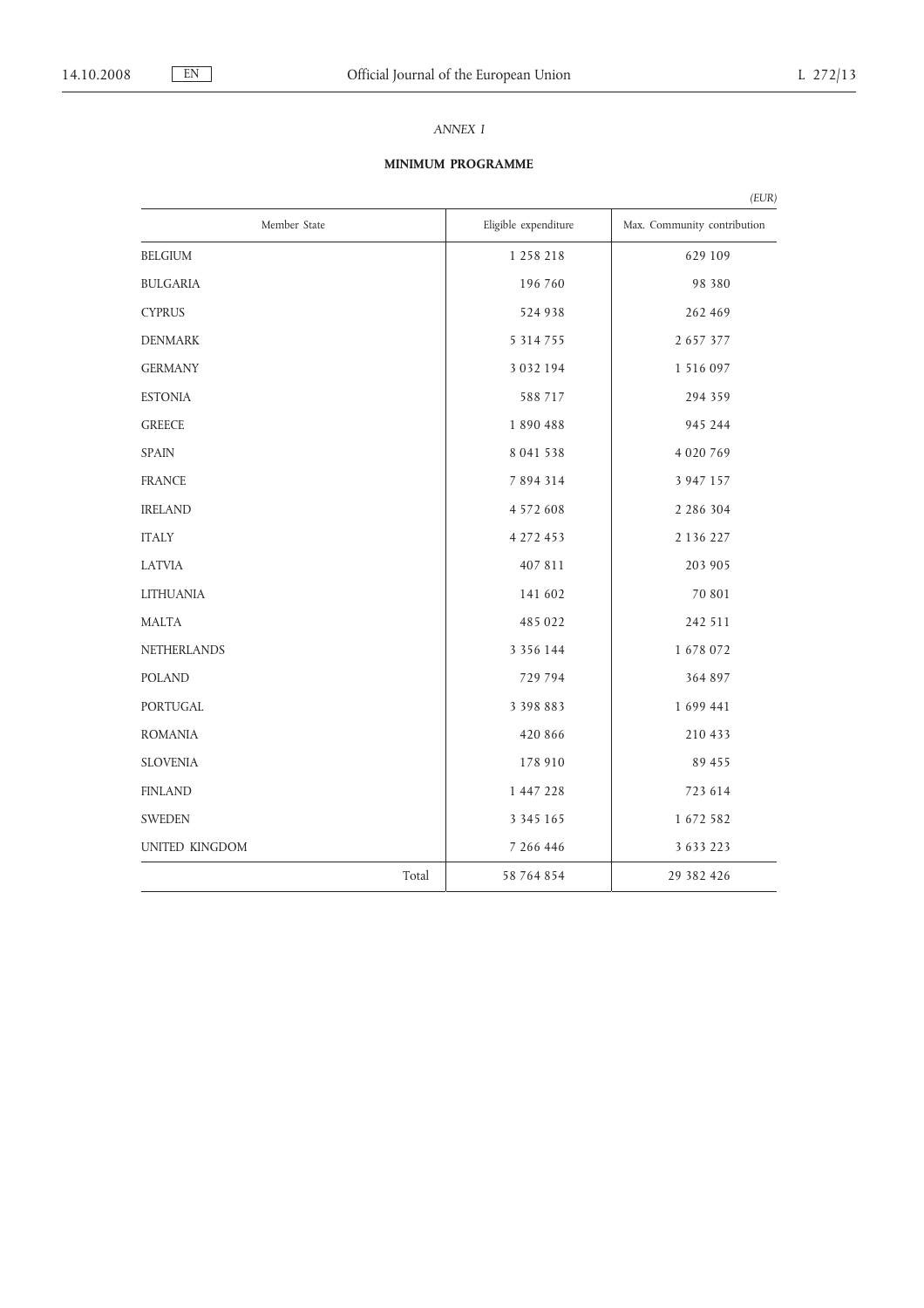*ANNEX I*

**MINIMUM PROGRAMME**

*(EUR)*

| Member State | Eligible expenditure | Max. Community contribution |
|---|---|---|
| BELGIUM | 1 258 218 | 629 109 |
| BULGARIA | 196 760 | 98 380 |
| CYPRUS | 524 938 | 262 469 |
| DENMARK | 5 314 755 | 2 657 377 |
| GERMANY | 3 032 194 | 1 516 097 |
| ESTONIA | 588 717 | 294 359 |
| GREECE | 1 890 488 | 945 244 |
| SPAIN | 8 041 538 | 4 020 769 |
| FRANCE | 7 894 314 | 3 947 157 |
| IRELAND | 4 572 608 | 2 286 304 |
| ITALY | 4 272 453 | 2 136 227 |
| LATVIA | 407 811 | 203 905 |
| LITHUANIA | 141 602 | 70 801 |
| MALTA | 485 022 | 242 511 |
| NETHERLANDS | 3 356 144 | 1 678 072 |
| POLAND | 729 794 | 364 897 |
| PORTUGAL | 3 398 883 | 1 699 441 |
| ROMANIA | 420 866 | 210 433 |
| SLOVENIA | 178 910 | 89 455 |
| FINLAND | 1 447 228 | 723 614 |
| SWEDEN | 3 345 165 | 1 672 582 |
| UNITED KINGDOM | 7 266 446 | 3 633 223 |
| Total | 58 764 854 | 29 382 426 |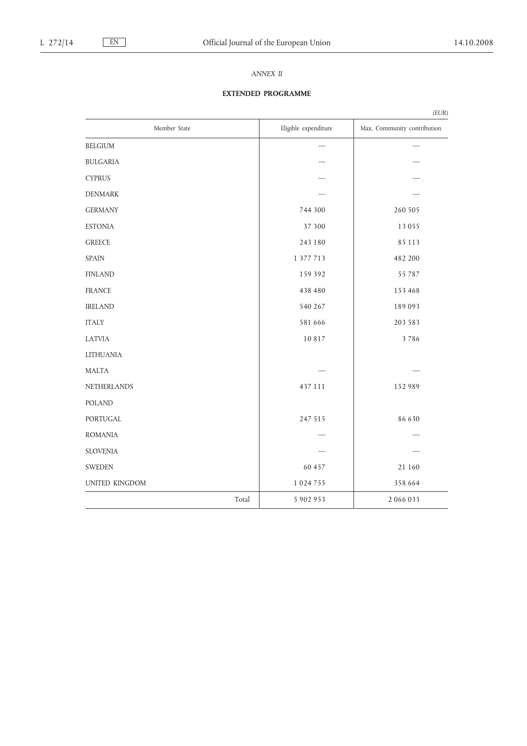*ANNEX II*

**EXTENDED PROGRAMME**

*(EUR)*

| Member State | Eligible expenditure | Max. Community contribution |
|---|---|---|
| BELGIUM | — | — |
| BULGARIA | — | — |
| CYPRUS | — | — |
| DENMARK | — | — |
| GERMANY | 744 300 | 260 505 |
| ESTONIA | 37 300 | 13 055 |
| GREECE | 243 180 | 85 113 |
| SPAIN | 1 377 713 | 482 200 |
| FINLAND | 159 392 | 55 787 |
| FRANCE | 438 480 | 153 468 |
| IRELAND | 540 267 | 189 093 |
| ITALY | 581 666 | 203 583 |
| LATVIA | 10 817 | 3 786 |
| LITHUANIA | | |
| MALTA | — | — |
| NETHERLANDS | 437 111 | 152 989 |
| POLAND | | |
| PORTUGAL | 247 515 | 86 630 |
| ROMANIA | — | — |
| SLOVENIA | — | — |
| SWEDEN | 60 457 | 21 160 |
| UNITED KINGDOM | 1 024 755 | 358 664 |
| Total | 5 902 953 | 2 066 033 |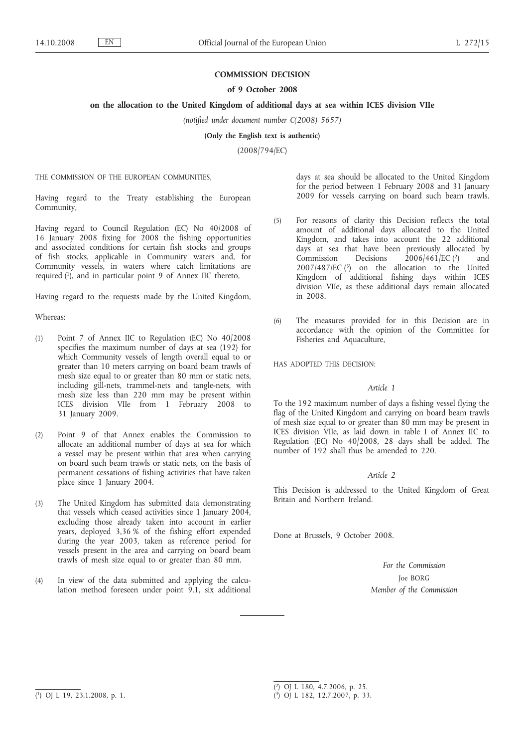**COMMISSION DECISION**

**of 9 October 2008**

**on the allocation to the United Kingdom of additional days at sea within ICES division VIIe**

*(notified under document number C(2008) 5657)*

**(Only the English text is authentic)**

(2008/794/EC)

THE COMMISSION OF THE EUROPEAN COMMUNITIES,

Having regard to the Treaty establishing the European Community,

Having regard to Council Regulation (EC) No 40/2008 of 16 January 2008 fixing for 2008 the fishing opportunities and associated conditions for certain fish stocks and groups of fish stocks, applicable in Community waters and, for Community vessels, in waters where catch limitations are required [1], and in particular point 9 of Annex IIC thereto,

Having regard to the requests made by the United Kingdom,

Whereas:

(1) Point 7 of Annex IIC to Regulation (EC) No 40/2008 specifies the maximum number of days at sea (192) for which Community vessels of length overall equal to or greater than 10 meters carrying on board beam trawls of mesh size equal to or greater than 80 mm or static nets, including gill-nets, trammel-nets and tangle-nets, with mesh size less than 220 mm may be present within ICES division VIIe from 1 February 2008 to 31 January 2009.

(2) Point 9 of that Annex enables the Commission to allocate an additional number of days at sea for which a vessel may be present within that area when carrying on board such beam trawls or static nets, on the basis of permanent cessations of fishing activities that have taken place since 1 January 2004.

(3) The United Kingdom has submitted data demonstrating that vessels which ceased activities since 1 January 2004, excluding those already taken into account in earlier years, deployed 3,36 % of the fishing effort expended during the year 2003, taken as reference period for vessels present in the area and carrying on board beam trawls of mesh size equal to or greater than 80 mm.

(4) In view of the data submitted and applying the calculation method foreseen under point 9.1, six additional days at sea should be allocated to the United Kingdom for the period between 1 February 2008 and 31 January 2009 for vessels carrying on board such beam trawls.

(5) For reasons of clarity this Decision reflects the total amount of additional days allocated to the United Kingdom, and takes into account the 22 additional days at sea that have been previously allocated by Commission Decisions 2006/461/EC [2] and 2007/487/EC [3] on the allocation to the United Kingdom of additional fishing days within ICES division VIIe, as these additional days remain allocated in 2008.

(6) The measures provided for in this Decision are in accordance with the opinion of the Committee for Fisheries and Aquaculture,

HAS ADOPTED THIS DECISION:

*Article 1*

To the 192 maximum number of days a fishing vessel flying the flag of the United Kingdom and carrying on board beam trawls of mesh size equal to or greater than 80 mm may be present in ICES division VIIe, as laid down in table I of Annex IIC to Regulation (EC) No 40/2008, 28 days shall be added. The number of 192 shall thus be amended to 220.

*Article 2*

This Decision is addressed to the United Kingdom of Great Britain and Northern Ireland.

Done at Brussels, 9 October 2008.

*For the Commission*

Joe BORG

*Member of the Commission*

---

[1] OJ L 19, 23.1.2008, p. 1.

[2] OJ L 180, 4.7.2006, p. 25.

[3] OJ L 182, 12.7.2007, p. 33.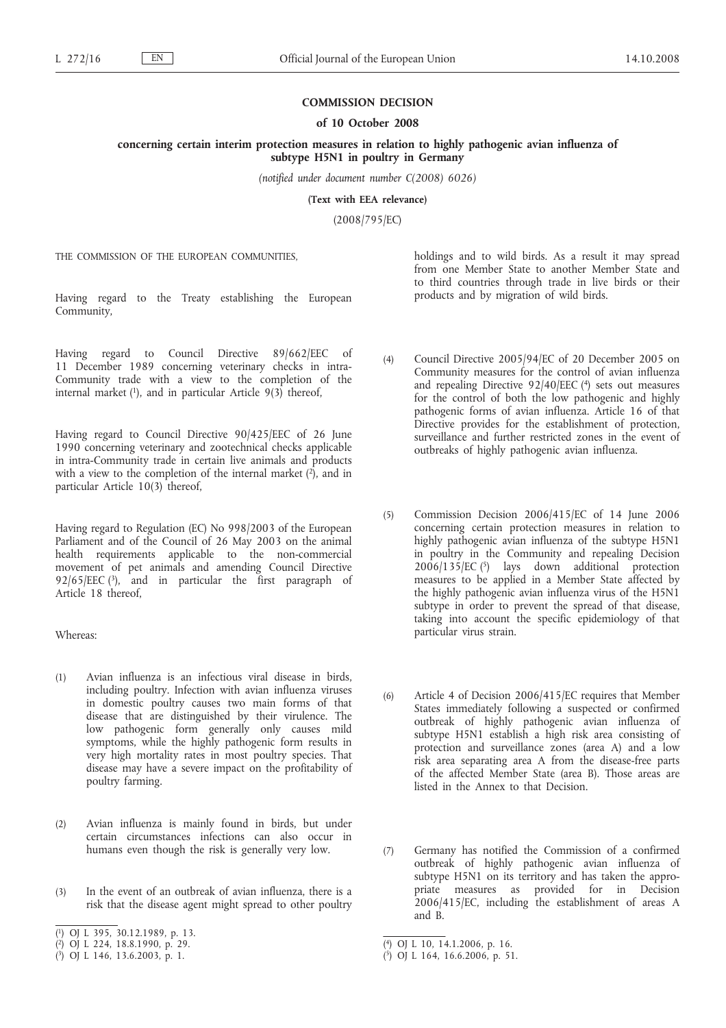**COMMISSION DECISION**

**of 10 October 2008**

**concerning certain interim protection measures in relation to highly pathogenic avian influenza of subtype H5N1 in poultry in Germany**

*(notified under document number C(2008) 6026)*

**(Text with EEA relevance)**

(2008/795/EC)

THE COMMISSION OF THE EUROPEAN COMMUNITIES,

Having regard to the Treaty establishing the European Community,

Having regard to Council Directive 89/662/EEC of 11 December 1989 concerning veterinary checks in intra-Community trade with a view to the completion of the internal market [1], and in particular Article 9(3) thereof,

Having regard to Council Directive 90/425/EEC of 26 June 1990 concerning veterinary and zootechnical checks applicable in intra-Community trade in certain live animals and products with a view to the completion of the internal market [2], and in particular Article 10(3) thereof,

Having regard to Regulation (EC) No 998/2003 of the European Parliament and of the Council of 26 May 2003 on the animal health requirements applicable to the non-commercial movement of pet animals and amending Council Directive 92/65/EEC [3], and in particular the first paragraph of Article 18 thereof,

Whereas:

(1) Avian influenza is an infectious viral disease in birds, including poultry. Infection with avian influenza viruses in domestic poultry causes two main forms of that disease that are distinguished by their virulence. The low pathogenic form generally only causes mild symptoms, while the highly pathogenic form results in very high mortality rates in most poultry species. That disease may have a severe impact on the profitability of poultry farming.

(2) Avian influenza is mainly found in birds, but under certain circumstances infections can also occur in humans even though the risk is generally very low.

(3) In the event of an outbreak of avian influenza, there is a risk that the disease agent might spread to other poultry holdings and to wild birds. As a result it may spread from one Member State to another Member State and to third countries through trade in live birds or their products and by migration of wild birds.

(4) Council Directive 2005/94/EC of 20 December 2005 on Community measures for the control of avian influenza and repealing Directive 92/40/EEC [4] sets out measures for the control of both the low pathogenic and highly pathogenic forms of avian influenza. Article 16 of that Directive provides for the establishment of protection, surveillance and further restricted zones in the event of outbreaks of highly pathogenic avian influenza.

(5) Commission Decision 2006/415/EC of 14 June 2006 concerning certain protection measures in relation to highly pathogenic avian influenza of the subtype H5N1 in poultry in the Community and repealing Decision 2006/135/EC [5] lays down additional protection measures to be applied in a Member State affected by the highly pathogenic avian influenza virus of the H5N1 subtype in order to prevent the spread of that disease, taking into account the specific epidemiology of that particular virus strain.

(6) Article 4 of Decision 2006/415/EC requires that Member States immediately following a suspected or confirmed outbreak of highly pathogenic avian influenza of subtype H5N1 establish a high risk area consisting of protection and surveillance zones (area A) and a low risk area separating area A from the disease-free parts of the affected Member State (area B). Those areas are listed in the Annex to that Decision.

(7) Germany has notified the Commission of a confirmed outbreak of highly pathogenic avian influenza of subtype H5N1 on its territory and has taken the appropriate measures as provided for in Decision 2006/415/EC, including the establishment of areas A and B.

---

[1] OJ L 395, 30.12.1989, p. 13.
[2] OJ L 224, 18.8.1990, p. 29.
[3] OJ L 146, 13.6.2003, p. 1.
[4] OJ L 10, 14.1.2006, p. 16.
[5] OJ L 164, 16.6.2006, p. 51.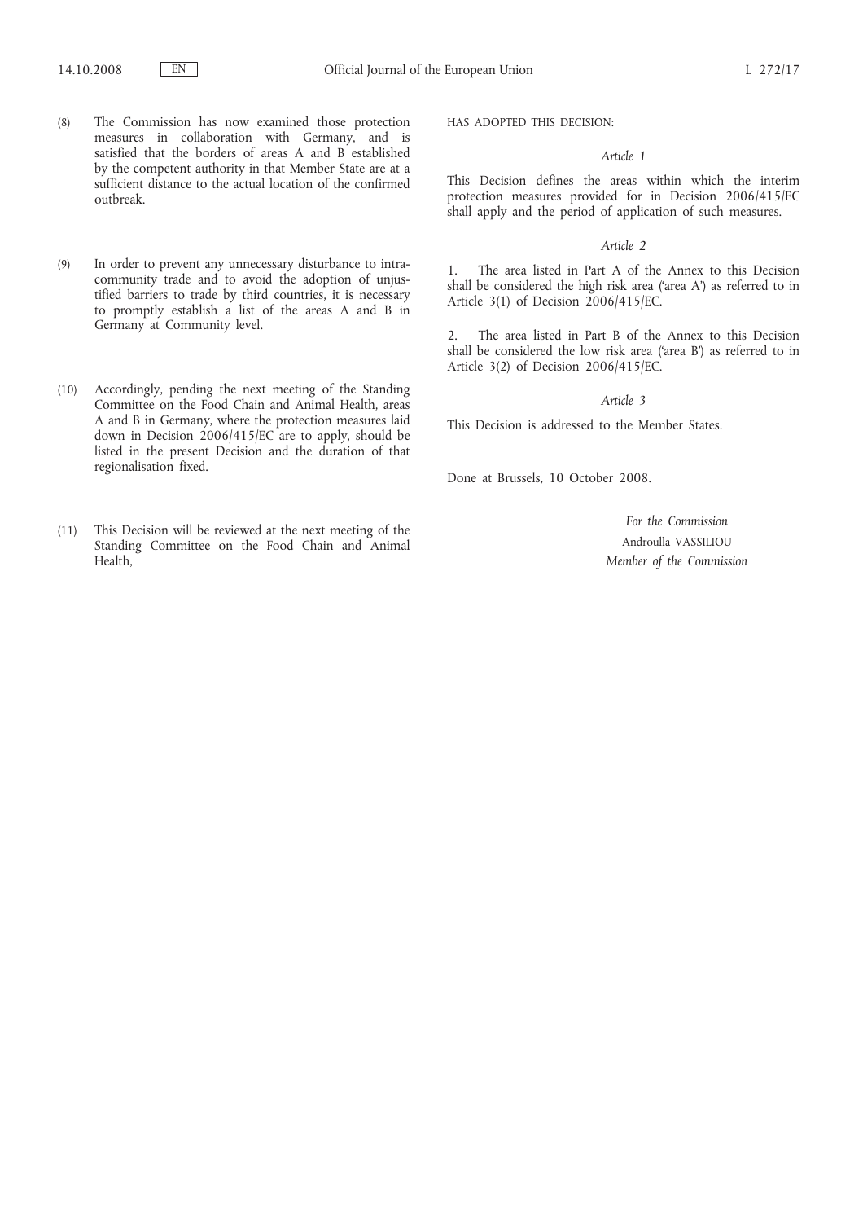(8) The Commission has now examined those protection measures in collaboration with Germany, and is satisfied that the borders of areas A and B established by the competent authority in that Member State are at a sufficient distance to the actual location of the confirmed outbreak.

(9) In order to prevent any unnecessary disturbance to intra-community trade and to avoid the adoption of unjustified barriers to trade by third countries, it is necessary to promptly establish a list of the areas A and B in Germany at Community level.

(10) Accordingly, pending the next meeting of the Standing Committee on the Food Chain and Animal Health, areas A and B in Germany, where the protection measures laid down in Decision 2006/415/EC are to apply, should be listed in the present Decision and the duration of that regionalisation fixed.

(11) This Decision will be reviewed at the next meeting of the Standing Committee on the Food Chain and Animal Health,

HAS ADOPTED THIS DECISION:

*Article 1*

This Decision defines the areas within which the interim protection measures provided for in Decision 2006/415/EC shall apply and the period of application of such measures.

*Article 2*

1. The area listed in Part A of the Annex to this Decision shall be considered the high risk area ('area A') as referred to in Article 3(1) of Decision 2006/415/EC.

2. The area listed in Part B of the Annex to this Decision shall be considered the low risk area ('area B') as referred to in Article 3(2) of Decision 2006/415/EC.

*Article 3*

This Decision is addressed to the Member States.

Done at Brussels, 10 October 2008.

*For the Commission*

Androulla VASSILIOU

*Member of the Commission*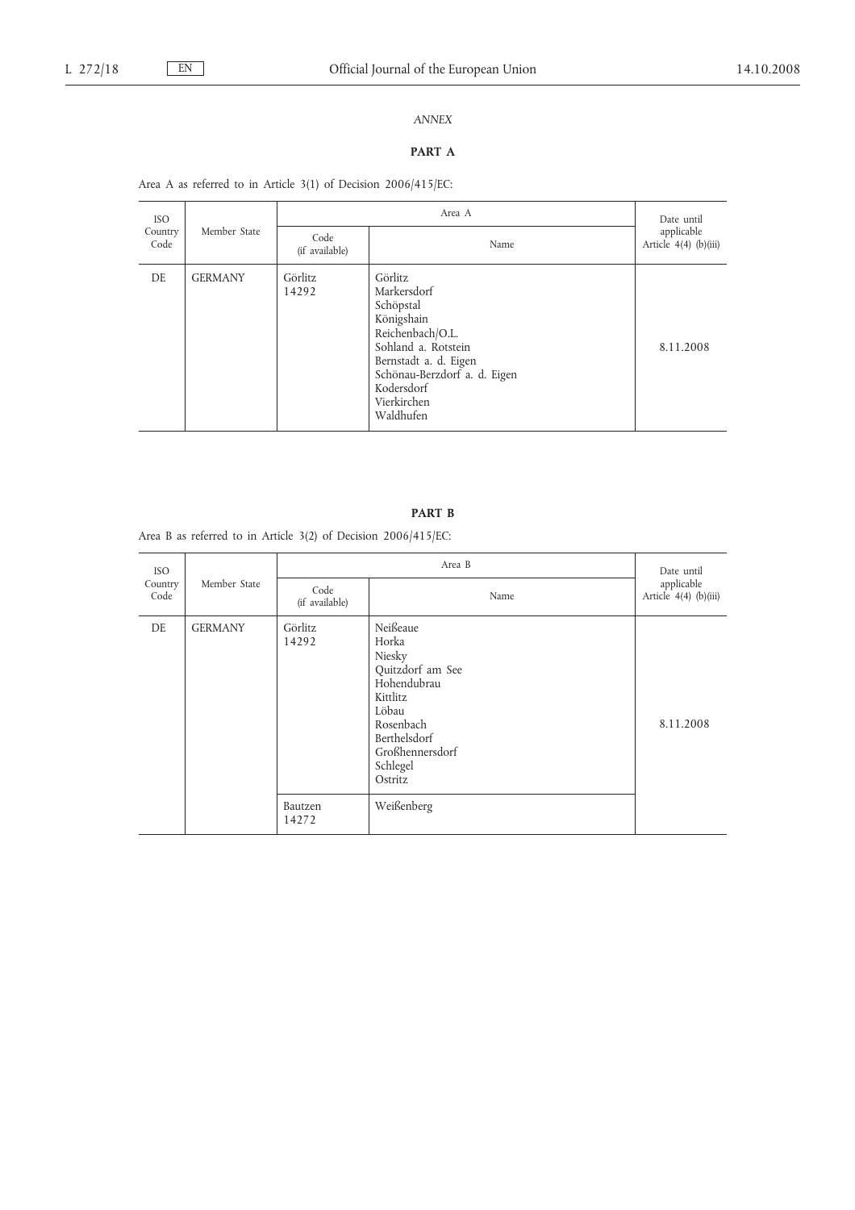*ANNEX*

**PART A**

Area A as referred to in Article 3(1) of Decision 2006/415/EC:

| ISO Country Code | Member State | Area A | | Date until applicable Article 4(4) (b)(iii) |
|---|---|---|---|---|
| | | Code (if available) | Name | |
| DE | GERMANY | Görlitz 14292 | Görlitz<br>Markersdorf<br>Schöpstal<br>Königshain<br>Reichenbach/O.L.<br>Sohland a. Rotstein<br>Bernstadt a. d. Eigen<br>Schönau-Berzdorf a. d. Eigen<br>Kodersdorf<br>Vierkirchen<br>Waldhufen | 8.11.2008 |

**PART B**

Area B as referred to in Article 3(2) of Decision 2006/415/EC:

| ISO Country Code | Member State | Area B | | Date until applicable Article 4(4) (b)(iii) |
|---|---|---|---|---|
| | | Code (if available) | Name | |
| DE | GERMANY | Görlitz 14292 | Neißeaue<br>Horka<br>Niesky<br>Quitzdorf am See<br>Hohendubrau<br>Kittlitz<br>Löbau<br>Rosenbach<br>Berthelsdorf<br>Großhennersdorf<br>Schlegel<br>Ostritz | 8.11.2008 |
| | | Bautzen 14272 | Weißenberg | |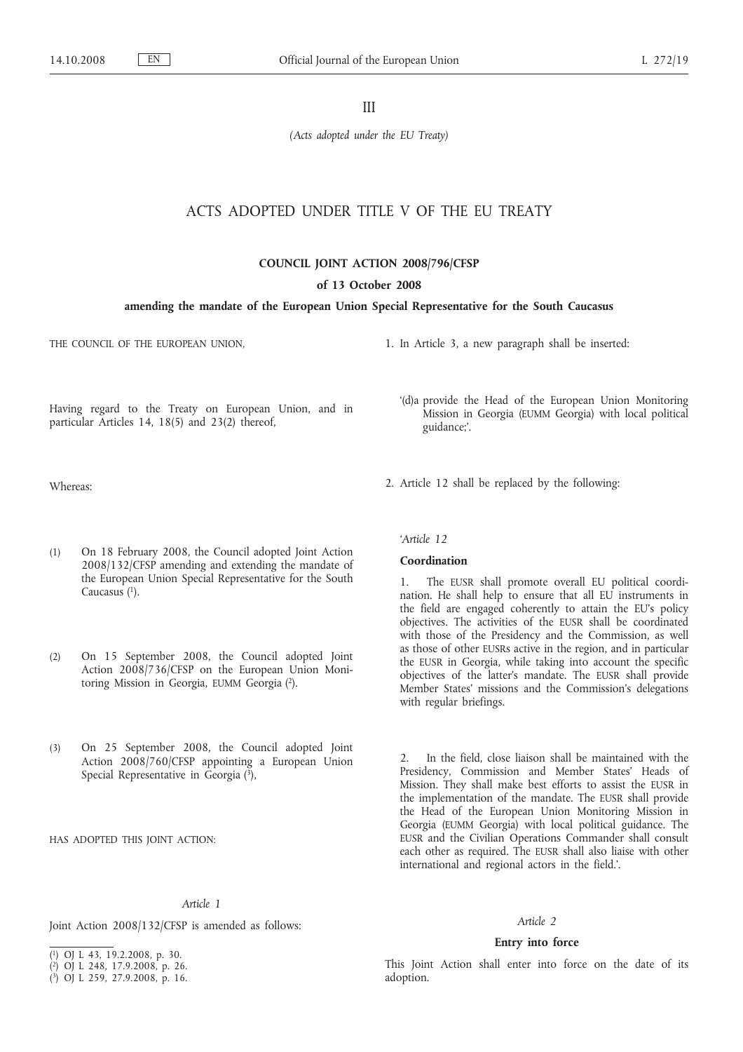III

*(Acts adopted under the EU Treaty)*

# ACTS ADOPTED UNDER TITLE V OF THE EU TREATY

## COUNCIL JOINT ACTION 2008/796/CFSP

### of 13 October 2008

### amending the mandate of the European Union Special Representative for the South Caucasus

THE COUNCIL OF THE EUROPEAN UNION,

Having regard to the Treaty on European Union, and in particular Articles 14, 18(5) and 23(2) thereof,

Whereas:

(1) On 18 February 2008, the Council adopted Joint Action 2008/132/CFSP amending and extending the mandate of the European Union Special Representative for the South Caucasus [1].

(2) On 15 September 2008, the Council adopted Joint Action 2008/736/CFSP on the European Union Monitoring Mission in Georgia, EUMM Georgia [2].

(3) On 25 September 2008, the Council adopted Joint Action 2008/760/CFSP appointing a European Union Special Representative in Georgia [3],

HAS ADOPTED THIS JOINT ACTION:

*Article 1*

Joint Action 2008/132/CFSP is amended as follows:

1. In Article 3, a new paragraph shall be inserted:

 '(d)a provide the Head of the European Union Monitoring Mission in Georgia (EUMM Georgia) with local political guidance;'.

2. Article 12 shall be replaced by the following:

'*Article 12*

**Coordination**

1. The EUSR shall promote overall EU political coordination. He shall help to ensure that all EU instruments in the field are engaged coherently to attain the EU's policy objectives. The activities of the EUSR shall be coordinated with those of the Presidency and the Commission, as well as those of other EUSRs active in the region, and in particular the EUSR in Georgia, while taking into account the specific objectives of the latter's mandate. The EUSR shall provide Member States' missions and the Commission's delegations with regular briefings.

2. In the field, close liaison shall be maintained with the Presidency, Commission and Member States' Heads of Mission. They shall make best efforts to assist the EUSR in the implementation of the mandate. The EUSR shall provide the Head of the European Union Monitoring Mission in Georgia (EUMM Georgia) with local political guidance. The EUSR and the Civilian Operations Commander shall consult each other as required. The EUSR shall also liaise with other international and regional actors in the field.'.

*Article 2*

**Entry into force**

This Joint Action shall enter into force on the date of its adoption.

---

[1] OJ L 43, 19.2.2008, p. 30.

[2] OJ L 248, 17.9.2008, p. 26.

[3] OJ L 259, 27.9.2008, p. 16.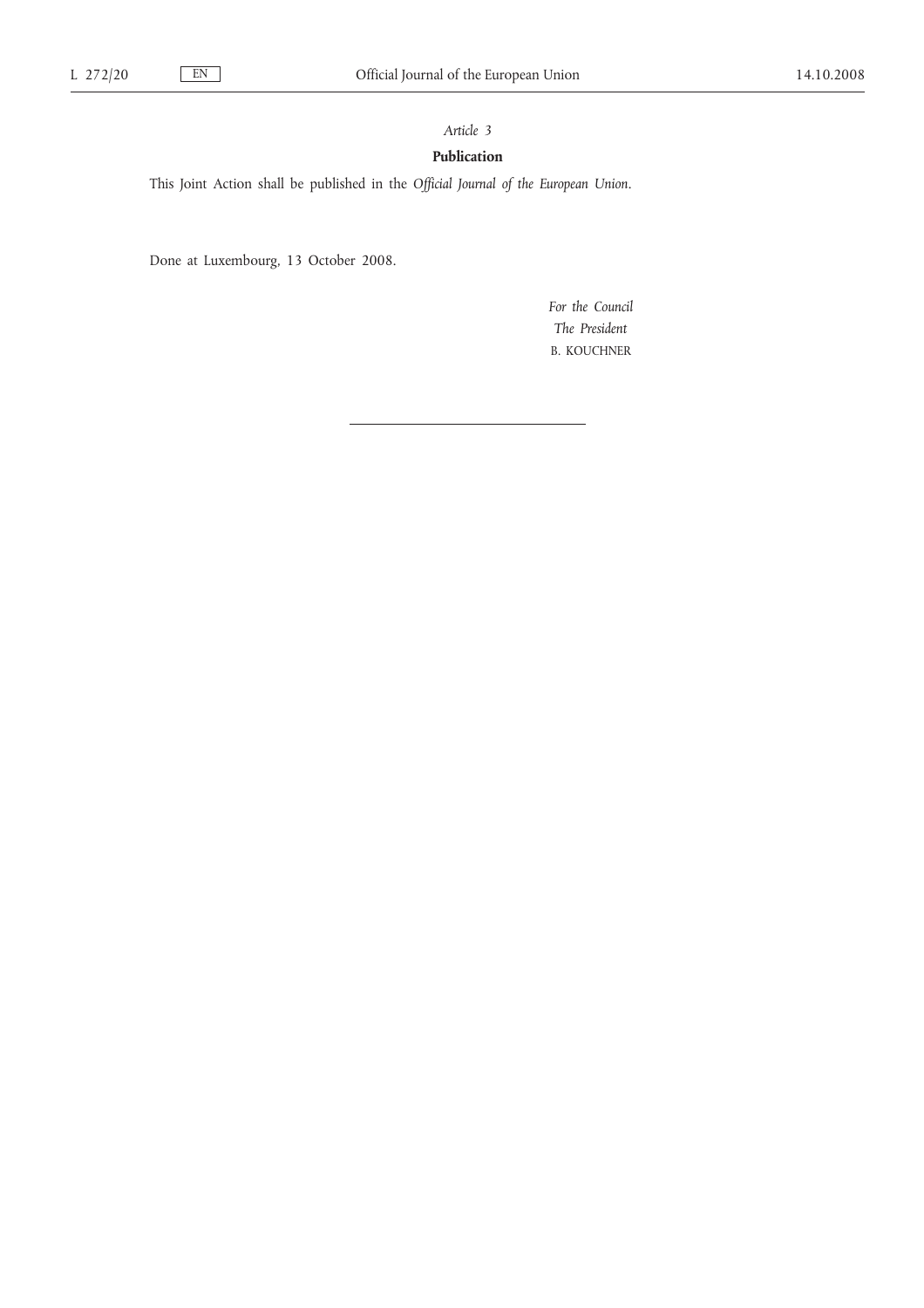*Article 3*

**Publication**

This Joint Action shall be published in the *Official Journal of the European Union*.

Done at Luxembourg, 13 October 2008.

*For the Council*

*The President*

B. KOUCHNER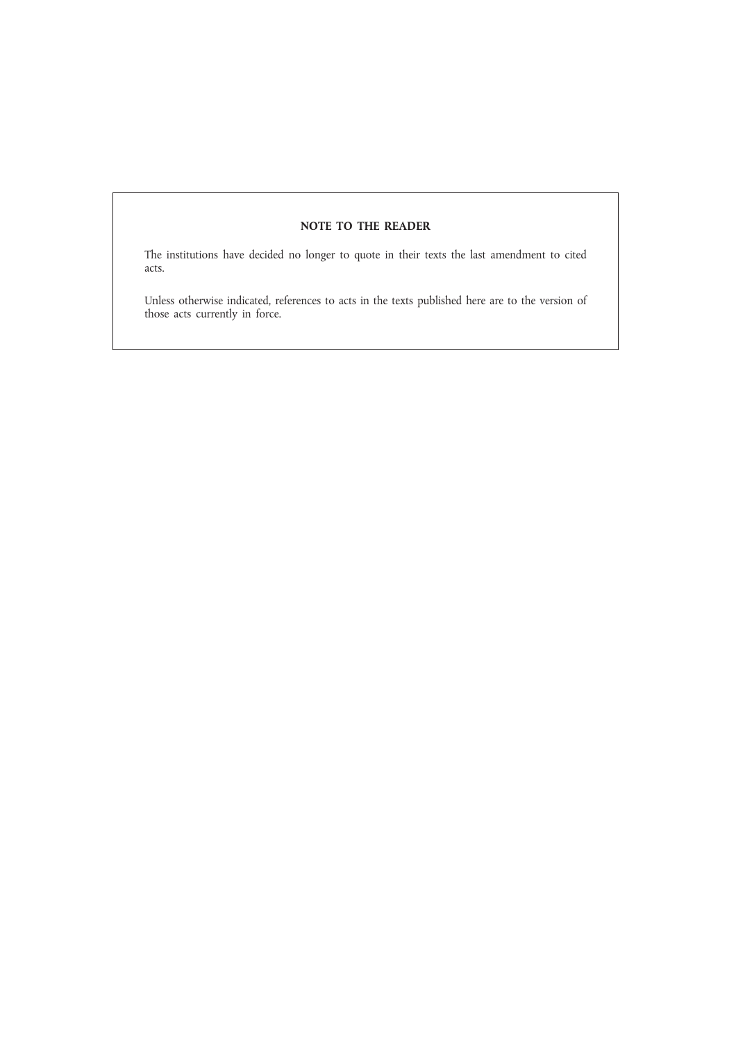## NOTE TO THE READER

The institutions have decided no longer to quote in their texts the last amendment to cited acts.

Unless otherwise indicated, references to acts in the texts published here are to the version of those acts currently in force.